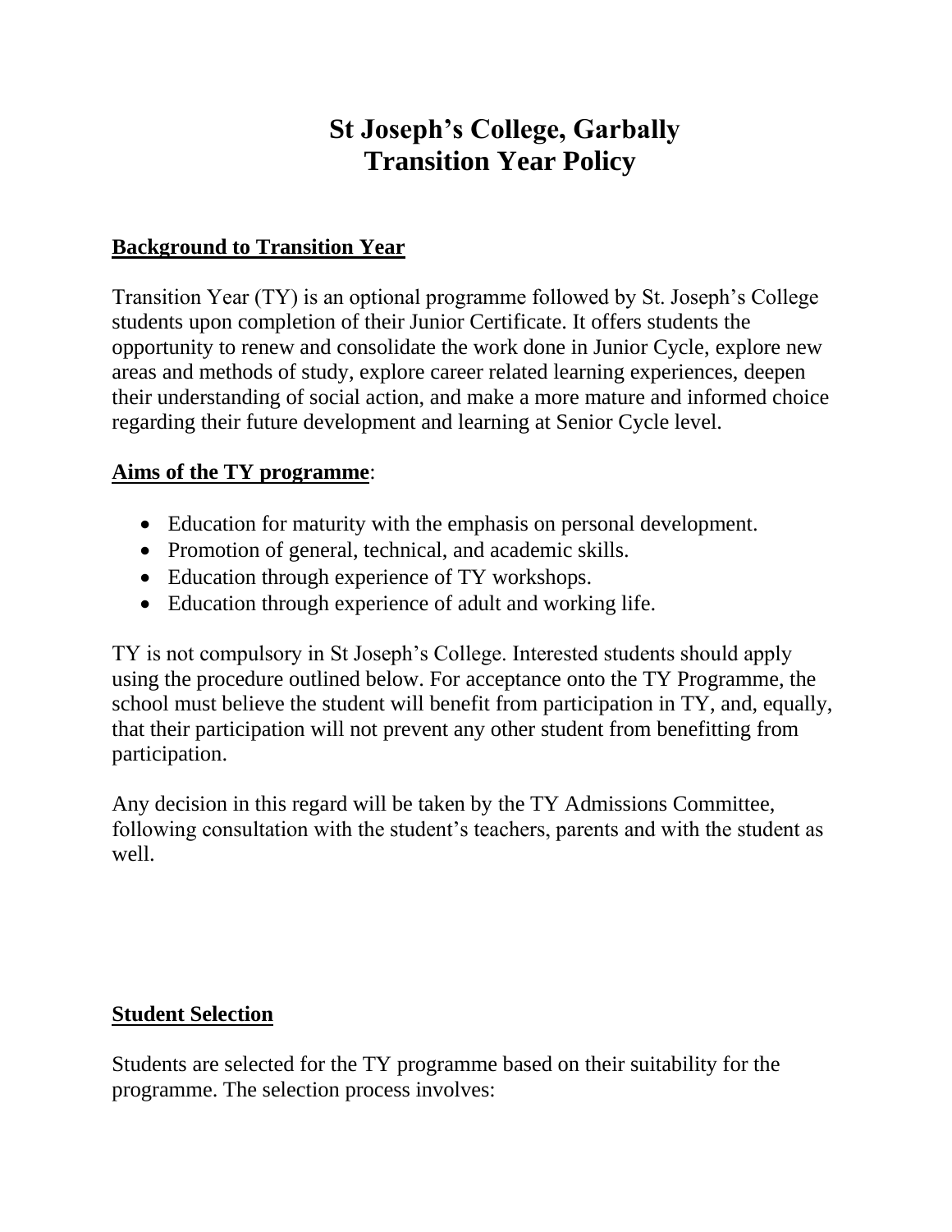# St Joseph's College, Garbally
# Transition Year Policy

## Background to Transition Year

Transition Year (TY) is an optional programme followed by St. Joseph's College students upon completion of their Junior Certificate. It offers students the opportunity to renew and consolidate the work done in Junior Cycle, explore new areas and methods of study, explore career related learning experiences, deepen their understanding of social action, and make a more mature and informed choice regarding their future development and learning at Senior Cycle level.

## Aims of the TY programme:

- Education for maturity with the emphasis on personal development.
- Promotion of general, technical, and academic skills.
- Education through experience of TY workshops.
- Education through experience of adult and working life.

TY is not compulsory in St Joseph's College. Interested students should apply using the procedure outlined below. For acceptance onto the TY Programme, the school must believe the student will benefit from participation in TY, and, equally, that their participation will not prevent any other student from benefitting from participation.

Any decision in this regard will be taken by the TY Admissions Committee, following consultation with the student's teachers, parents and with the student as well.

## Student Selection

Students are selected for the TY programme based on their suitability for the programme. The selection process involves: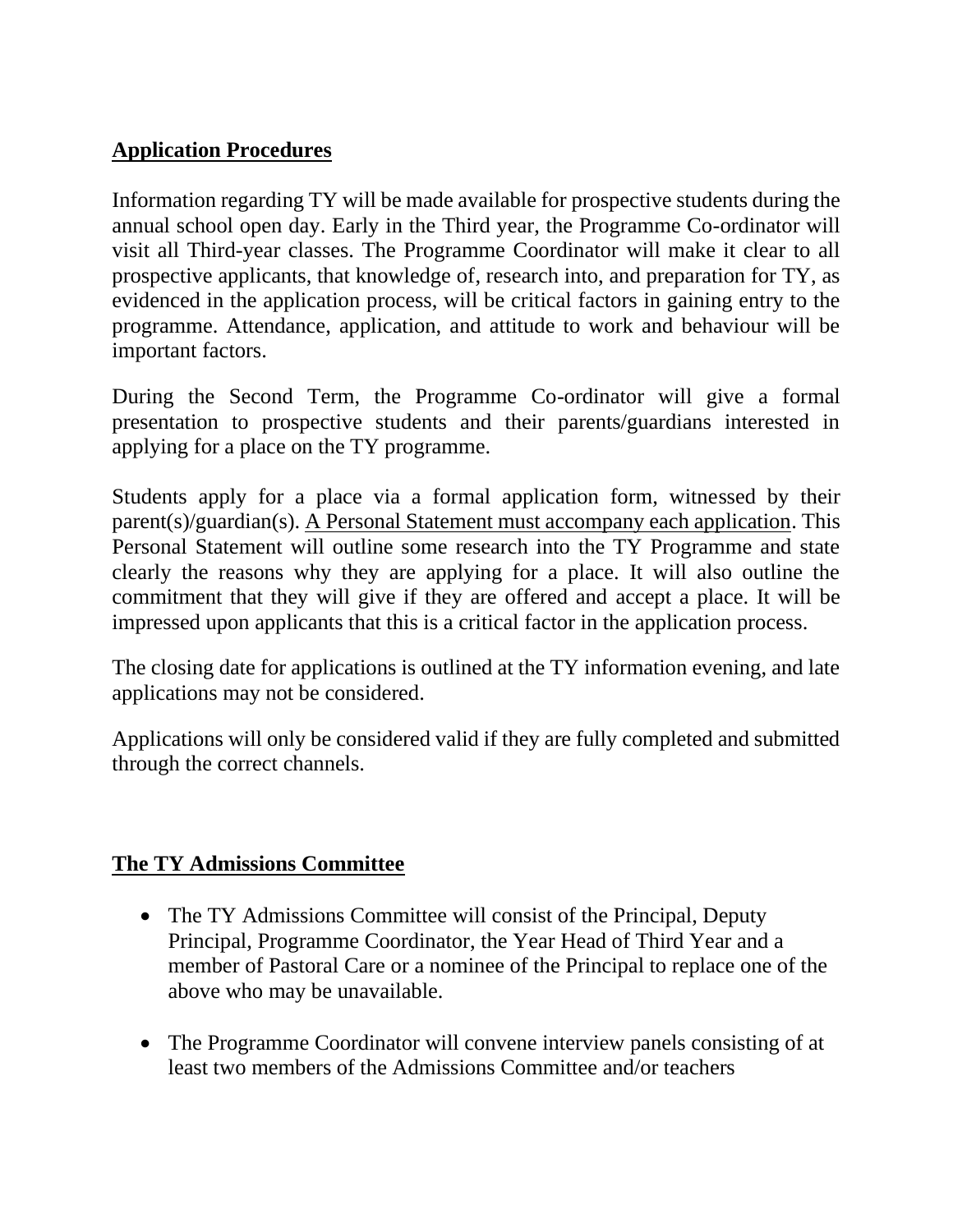**Application Procedures**

Information regarding TY will be made available for prospective students during the annual school open day. Early in the Third year, the Programme Co-ordinator will visit all Third-year classes. The Programme Coordinator will make it clear to all prospective applicants, that knowledge of, research into, and preparation for TY, as evidenced in the application process, will be critical factors in gaining entry to the programme. Attendance, application, and attitude to work and behaviour will be important factors.

During the Second Term, the Programme Co-ordinator will give a formal presentation to prospective students and their parents/guardians interested in applying for a place on the TY programme.

Students apply for a place via a formal application form, witnessed by their parent(s)/guardian(s). <u>A Personal Statement must accompany each application</u>. This Personal Statement will outline some research into the TY Programme and state clearly the reasons why they are applying for a place. It will also outline the commitment that they will give if they are offered and accept a place. It will be impressed upon applicants that this is a critical factor in the application process.

The closing date for applications is outlined at the TY information evening, and late applications may not be considered.

Applications will only be considered valid if they are fully completed and submitted through the correct channels.

**The TY Admissions Committee**

- The TY Admissions Committee will consist of the Principal, Deputy Principal, Programme Coordinator, the Year Head of Third Year and a member of Pastoral Care or a nominee of the Principal to replace one of the above who may be unavailable.

- The Programme Coordinator will convene interview panels consisting of at least two members of the Admissions Committee and/or teachers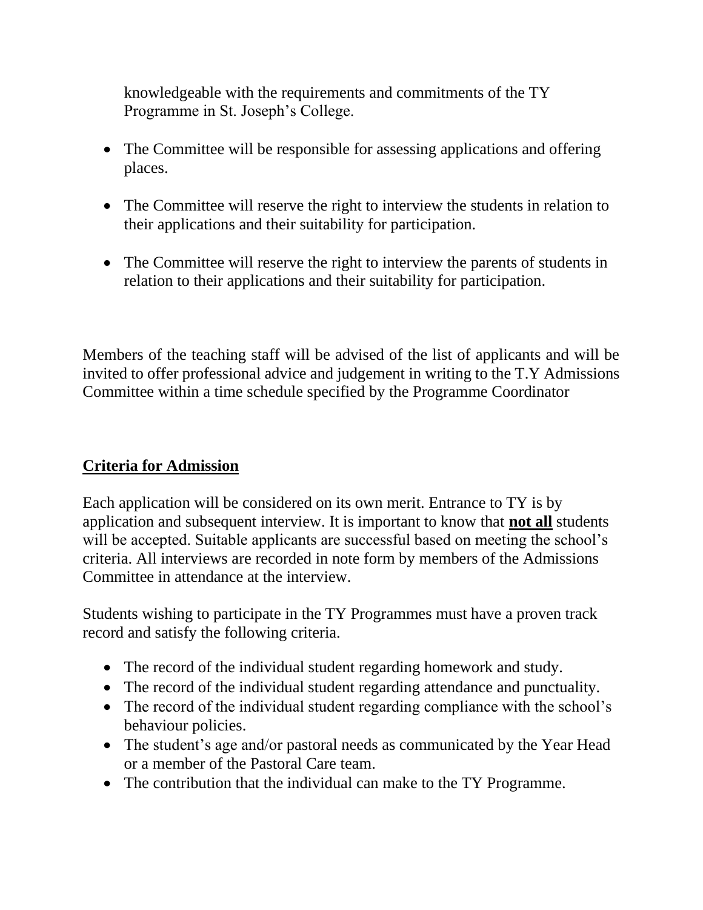knowledgeable with the requirements and commitments of the TY Programme in St. Joseph's College.

- The Committee will be responsible for assessing applications and offering places.

- The Committee will reserve the right to interview the students in relation to their applications and their suitability for participation.

- The Committee will reserve the right to interview the parents of students in relation to their applications and their suitability for participation.

Members of the teaching staff will be advised of the list of applicants and will be invited to offer professional advice and judgement in writing to the T.Y Admissions Committee within a time schedule specified by the Programme Coordinator

## **Criteria for Admission**

Each application will be considered on its own merit. Entrance to TY is by application and subsequent interview. It is important to know that **not all** students will be accepted. Suitable applicants are successful based on meeting the school's criteria. All interviews are recorded in note form by members of the Admissions Committee in attendance at the interview.

Students wishing to participate in the TY Programmes must have a proven track record and satisfy the following criteria.

- The record of the individual student regarding homework and study.
- The record of the individual student regarding attendance and punctuality.
- The record of the individual student regarding compliance with the school's behaviour policies.
- The student's age and/or pastoral needs as communicated by the Year Head or a member of the Pastoral Care team.
- The contribution that the individual can make to the TY Programme.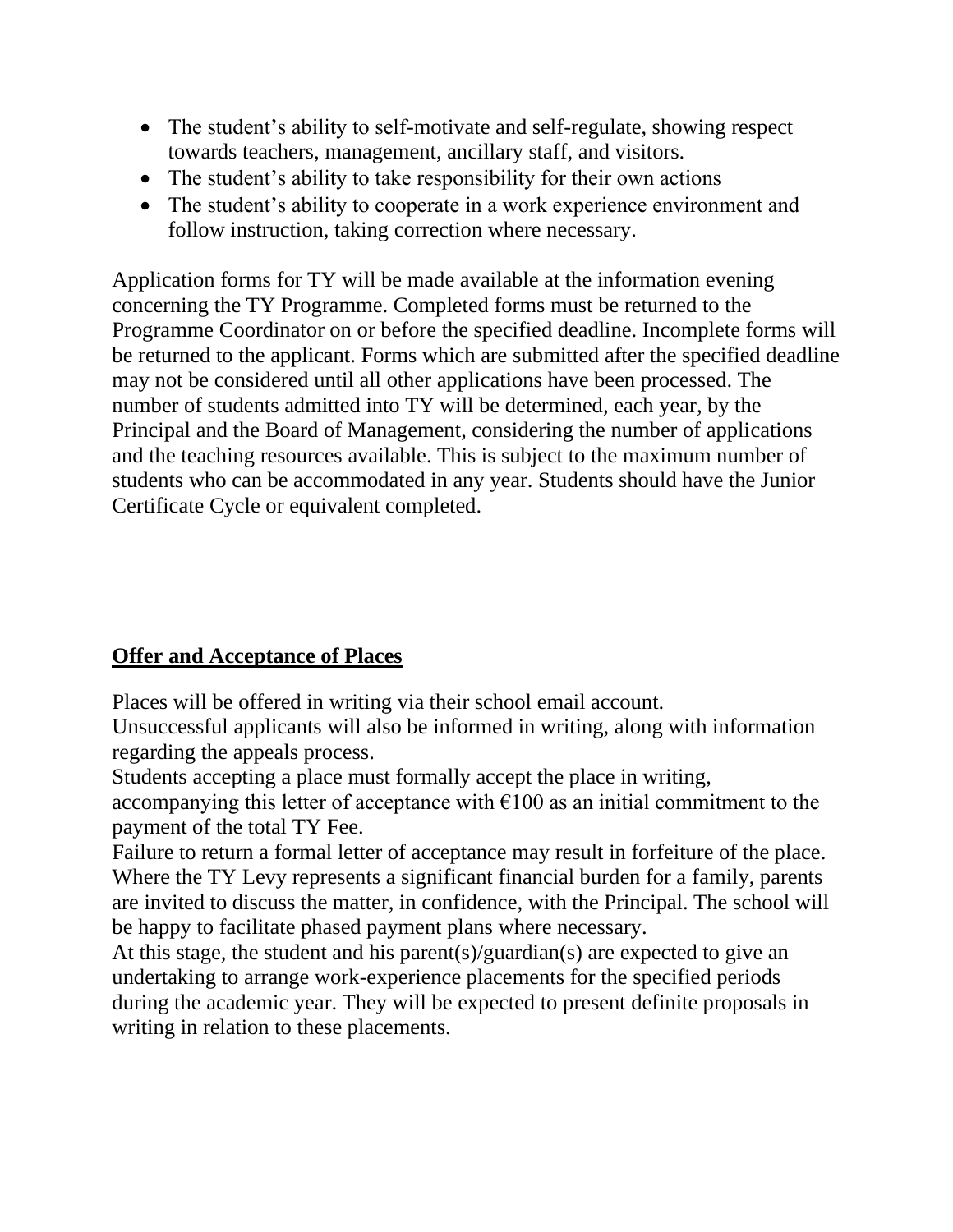- The student's ability to self-motivate and self-regulate, showing respect towards teachers, management, ancillary staff, and visitors.
- The student's ability to take responsibility for their own actions
- The student's ability to cooperate in a work experience environment and follow instruction, taking correction where necessary.

Application forms for TY will be made available at the information evening concerning the TY Programme. Completed forms must be returned to the Programme Coordinator on or before the specified deadline. Incomplete forms will be returned to the applicant. Forms which are submitted after the specified deadline may not be considered until all other applications have been processed. The number of students admitted into TY will be determined, each year, by the Principal and the Board of Management, considering the number of applications and the teaching resources available. This is subject to the maximum number of students who can be accommodated in any year. Students should have the Junior Certificate Cycle or equivalent completed.

## **Offer and Acceptance of Places**

Places will be offered in writing via their school email account.
Unsuccessful applicants will also be informed in writing, along with information regarding the appeals process.
Students accepting a place must formally accept the place in writing, accompanying this letter of acceptance with €100 as an initial commitment to the payment of the total TY Fee.
Failure to return a formal letter of acceptance may result in forfeiture of the place. Where the TY Levy represents a significant financial burden for a family, parents are invited to discuss the matter, in confidence, with the Principal. The school will be happy to facilitate phased payment plans where necessary.
At this stage, the student and his parent(s)/guardian(s) are expected to give an undertaking to arrange work-experience placements for the specified periods during the academic year. They will be expected to present definite proposals in writing in relation to these placements.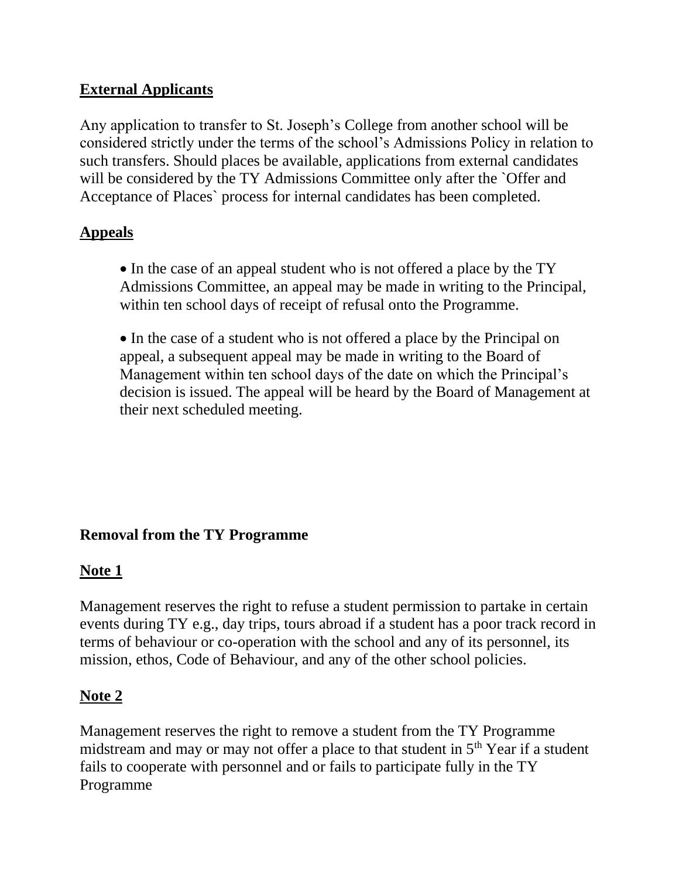## **External Applicants**

Any application to transfer to St. Joseph's College from another school will be considered strictly under the terms of the school's Admissions Policy in relation to such transfers. Should places be available, applications from external candidates will be considered by the TY Admissions Committee only after the `Offer and Acceptance of Places` process for internal candidates has been completed.

## **Appeals**

- In the case of an appeal student who is not offered a place by the TY Admissions Committee, an appeal may be made in writing to the Principal, within ten school days of receipt of refusal onto the Programme.
- In the case of a student who is not offered a place by the Principal on appeal, a subsequent appeal may be made in writing to the Board of Management within ten school days of the date on which the Principal's decision is issued. The appeal will be heard by the Board of Management at their next scheduled meeting.

## **Removal from the TY Programme**

### **Note 1**

Management reserves the right to refuse a student permission to partake in certain events during TY e.g., day trips, tours abroad if a student has a poor track record in terms of behaviour or co-operation with the school and any of its personnel, its mission, ethos, Code of Behaviour, and any of the other school policies.

### **Note 2**

Management reserves the right to remove a student from the TY Programme midstream and may or may not offer a place to that student in 5th Year if a student fails to cooperate with personnel and or fails to participate fully in the TY Programme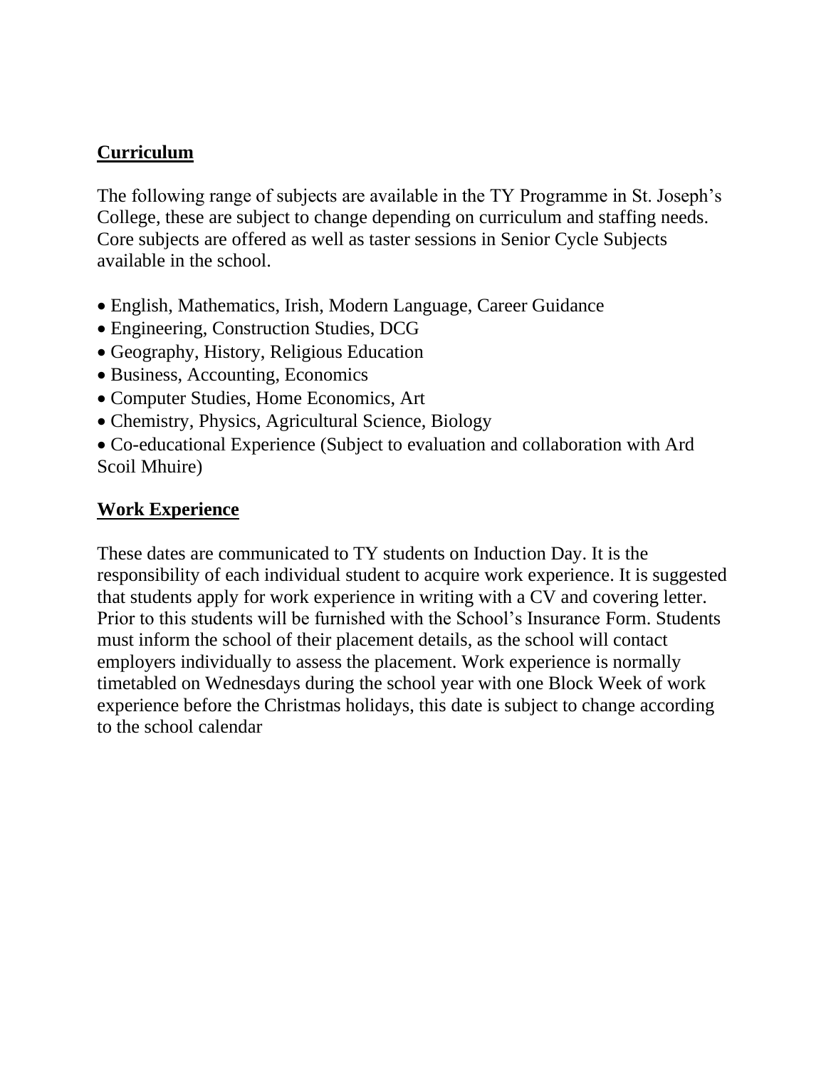## Curriculum

The following range of subjects are available in the TY Programme in St. Joseph's College, these are subject to change depending on curriculum and staffing needs. Core subjects are offered as well as taster sessions in Senior Cycle Subjects available in the school.

- English, Mathematics, Irish, Modern Language, Career Guidance
- Engineering, Construction Studies, DCG
- Geography, History, Religious Education
- Business, Accounting, Economics
- Computer Studies, Home Economics, Art
- Chemistry, Physics, Agricultural Science, Biology
- Co-educational Experience (Subject to evaluation and collaboration with Ard Scoil Mhuire)

## Work Experience

These dates are communicated to TY students on Induction Day. It is the responsibility of each individual student to acquire work experience. It is suggested that students apply for work experience in writing with a CV and covering letter. Prior to this students will be furnished with the School's Insurance Form. Students must inform the school of their placement details, as the school will contact employers individually to assess the placement. Work experience is normally timetabled on Wednesdays during the school year with one Block Week of work experience before the Christmas holidays, this date is subject to change according to the school calendar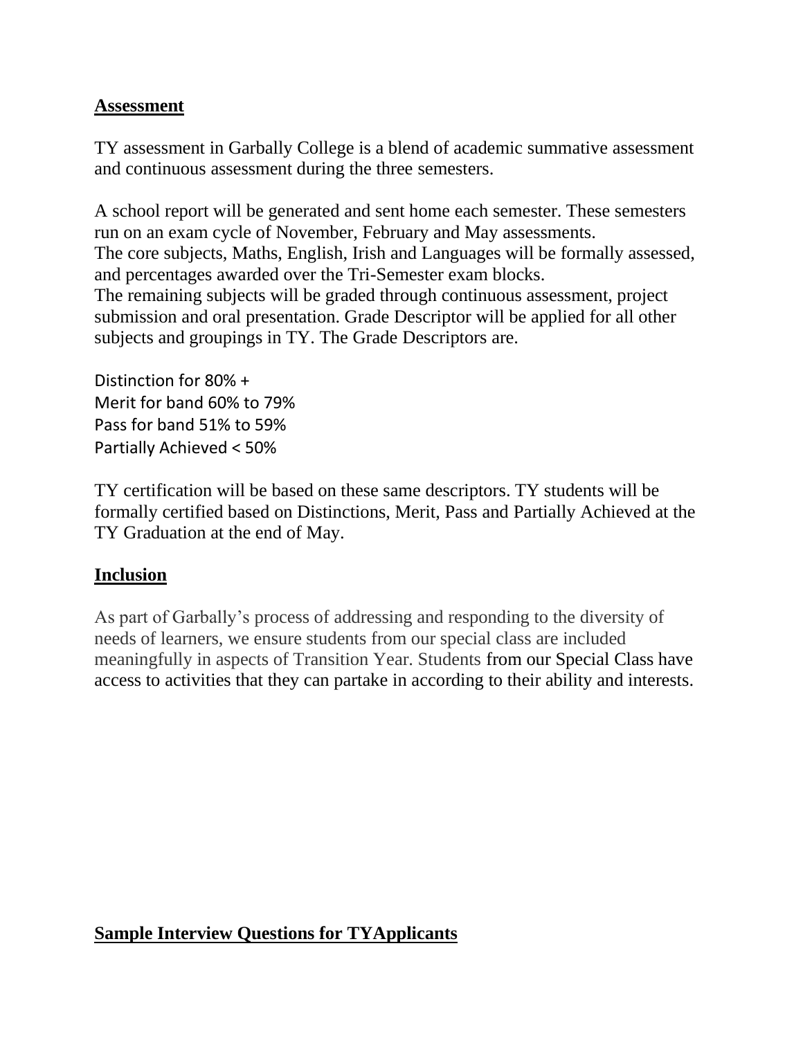## Assessment

TY assessment in Garbally College is a blend of academic summative assessment and continuous assessment during the three semesters.

A school report will be generated and sent home each semester. These semesters run on an exam cycle of November, February and May assessments.
The core subjects, Maths, English, Irish and Languages will be formally assessed, and percentages awarded over the Tri-Semester exam blocks.
The remaining subjects will be graded through continuous assessment, project submission and oral presentation. Grade Descriptor will be applied for all other subjects and groupings in TY. The Grade Descriptors are.

Distinction for 80% +
Merit for band 60% to 79%
Pass for band 51% to 59%
Partially Achieved < 50%

TY certification will be based on these same descriptors. TY students will be formally certified based on Distinctions, Merit, Pass and Partially Achieved at the TY Graduation at the end of May.

## Inclusion

As part of Garbally's process of addressing and responding to the diversity of needs of learners, we ensure students from our special class are included meaningfully in aspects of Transition Year. Students from our Special Class have access to activities that they can partake in according to their ability and interests.

## Sample Interview Questions for TYApplicants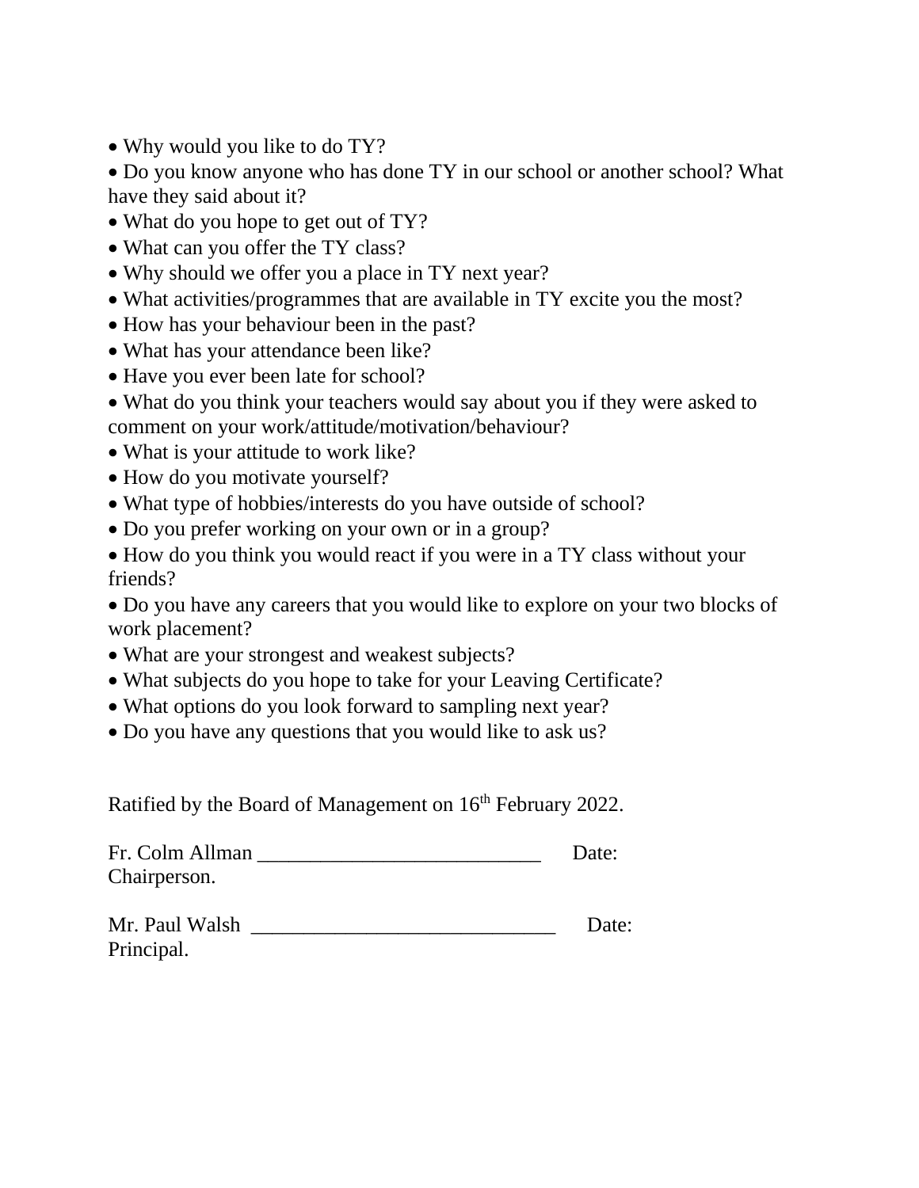- Why would you like to do TY?
- Do you know anyone who has done TY in our school or another school? What have they said about it?
- What do you hope to get out of TY?
- What can you offer the TY class?
- Why should we offer you a place in TY next year?
- What activities/programmes that are available in TY excite you the most?
- How has your behaviour been in the past?
- What has your attendance been like?
- Have you ever been late for school?
- What do you think your teachers would say about you if they were asked to comment on your work/attitude/motivation/behaviour?
- What is your attitude to work like?
- How do you motivate yourself?
- What type of hobbies/interests do you have outside of school?
- Do you prefer working on your own or in a group?
- How do you think you would react if you were in a TY class without your friends?
- Do you have any careers that you would like to explore on your two blocks of work placement?
- What are your strongest and weakest subjects?
- What subjects do you hope to take for your Leaving Certificate?
- What options do you look forward to sampling next year?
- Do you have any questions that you would like to ask us?

Ratified by the Board of Management on 16th February 2022.

Fr. Colm Allman ___________________________ Date:
Chairperson.

Mr. Paul Walsh _____________________________ Date:
Principal.